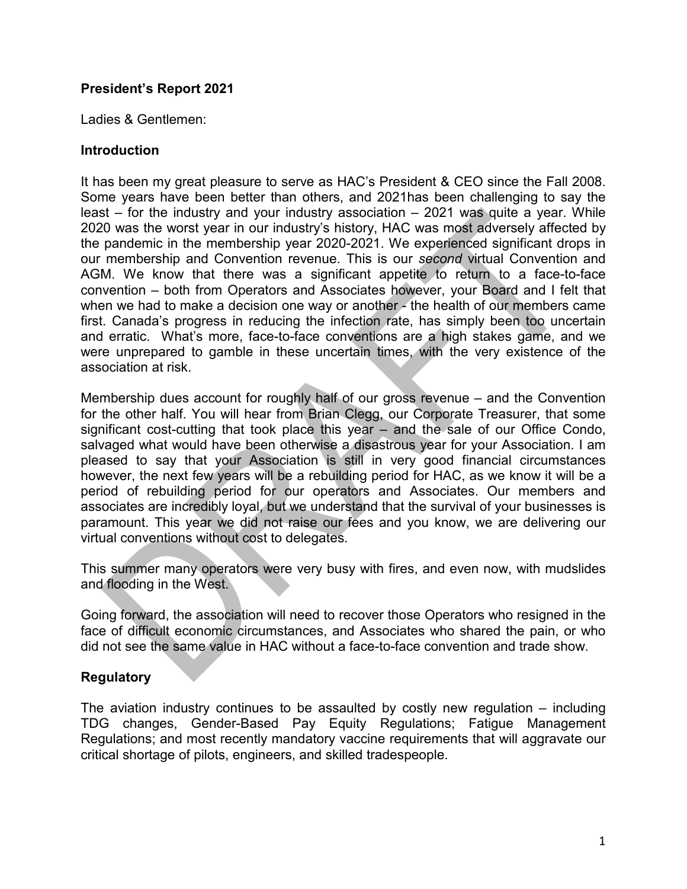**President's Report 2021**

Ladies & Gentlemen:

**Introduction**

It has been my great pleasure to serve as HAC's President & CEO since the Fall 2008. Some years have been better than others, and 2021has been challenging to say the least – for the industry and your industry association – 2021 was quite a year. While 2020 was the worst year in our industry's history, HAC was most adversely affected by the pandemic in the membership year 2020-2021. We experienced significant drops in our membership and Convention revenue. This is our *second* virtual Convention and AGM. We know that there was a significant appetite to return to a face-to-face convention – both from Operators and Associates however, your Board and I felt that when we had to make a decision one way or another - the health of our members came first. Canada's progress in reducing the infection rate, has simply been too uncertain and erratic. What's more, face-to-face conventions are a high stakes game, and we were unprepared to gamble in these uncertain times, with the very existence of the association at risk.

Membership dues account for roughly half of our gross revenue – and the Convention for the other half. You will hear from Brian Clegg, our Corporate Treasurer, that some significant cost-cutting that took place this year – and the sale of our Office Condo, salvaged what would have been otherwise a disastrous year for your Association. I am pleased to say that your Association is still in very good financial circumstances however, the next few years will be a rebuilding period for HAC, as we know it will be a period of rebuilding period for our operators and Associates. Our members and associates are incredibly loyal, but we understand that the survival of your businesses is paramount. This year we did not raise our fees and you know, we are delivering our virtual conventions without cost to delegates.

This summer many operators were very busy with fires, and even now, with mudslides and flooding in the West.

Going forward, the association will need to recover those Operators who resigned in the face of difficult economic circumstances, and Associates who shared the pain, or who did not see the same value in HAC without a face-to-face convention and trade show.

**Regulatory**

The aviation industry continues to be assaulted by costly new regulation – including TDG changes, Gender-Based Pay Equity Regulations; Fatigue Management Regulations; and most recently mandatory vaccine requirements that will aggravate our critical shortage of pilots, engineers, and skilled tradespeople.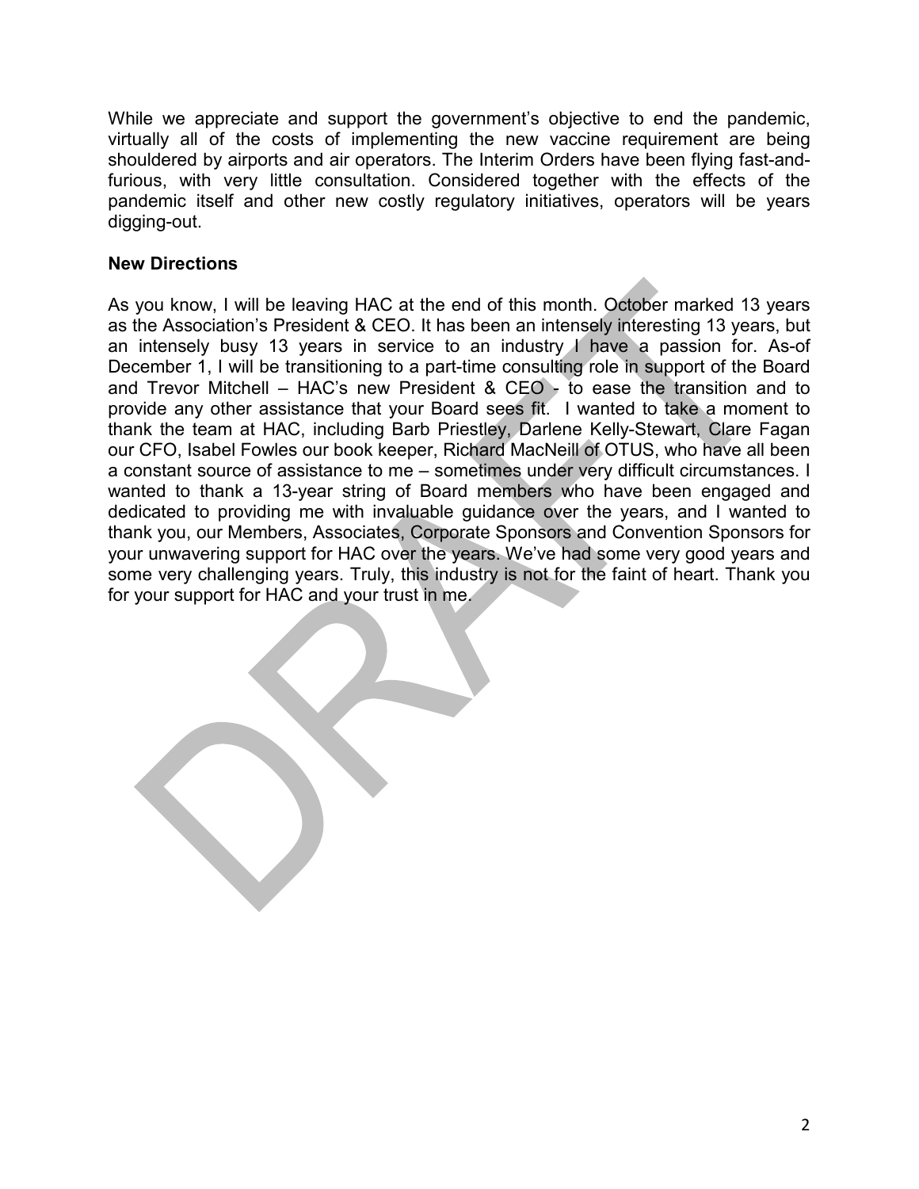While we appreciate and support the government's objective to end the pandemic, virtually all of the costs of implementing the new vaccine requirement are being shouldered by airports and air operators. The Interim Orders have been flying fast-and-furious, with very little consultation. Considered together with the effects of the pandemic itself and other new costly regulatory initiatives, operators will be years digging-out.

**New Directions**

As you know, I will be leaving HAC at the end of this month. October marked 13 years as the Association's President & CEO. It has been an intensely interesting 13 years, but an intensely busy 13 years in service to an industry I have a passion for. As-of December 1, I will be transitioning to a part-time consulting role in support of the Board and Trevor Mitchell – HAC's new President & CEO - to ease the transition and to provide any other assistance that your Board sees fit. I wanted to take a moment to thank the team at HAC, including Barb Priestley, Darlene Kelly-Stewart, Clare Fagan our CFO, Isabel Fowles our book keeper, Richard MacNeill of OTUS, who have all been a constant source of assistance to me – sometimes under very difficult circumstances. I wanted to thank a 13-year string of Board members who have been engaged and dedicated to providing me with invaluable guidance over the years, and I wanted to thank you, our Members, Associates, Corporate Sponsors and Convention Sponsors for your unwavering support for HAC over the years. We've had some very good years and some very challenging years. Truly, this industry is not for the faint of heart. Thank you for your support for HAC and your trust in me.